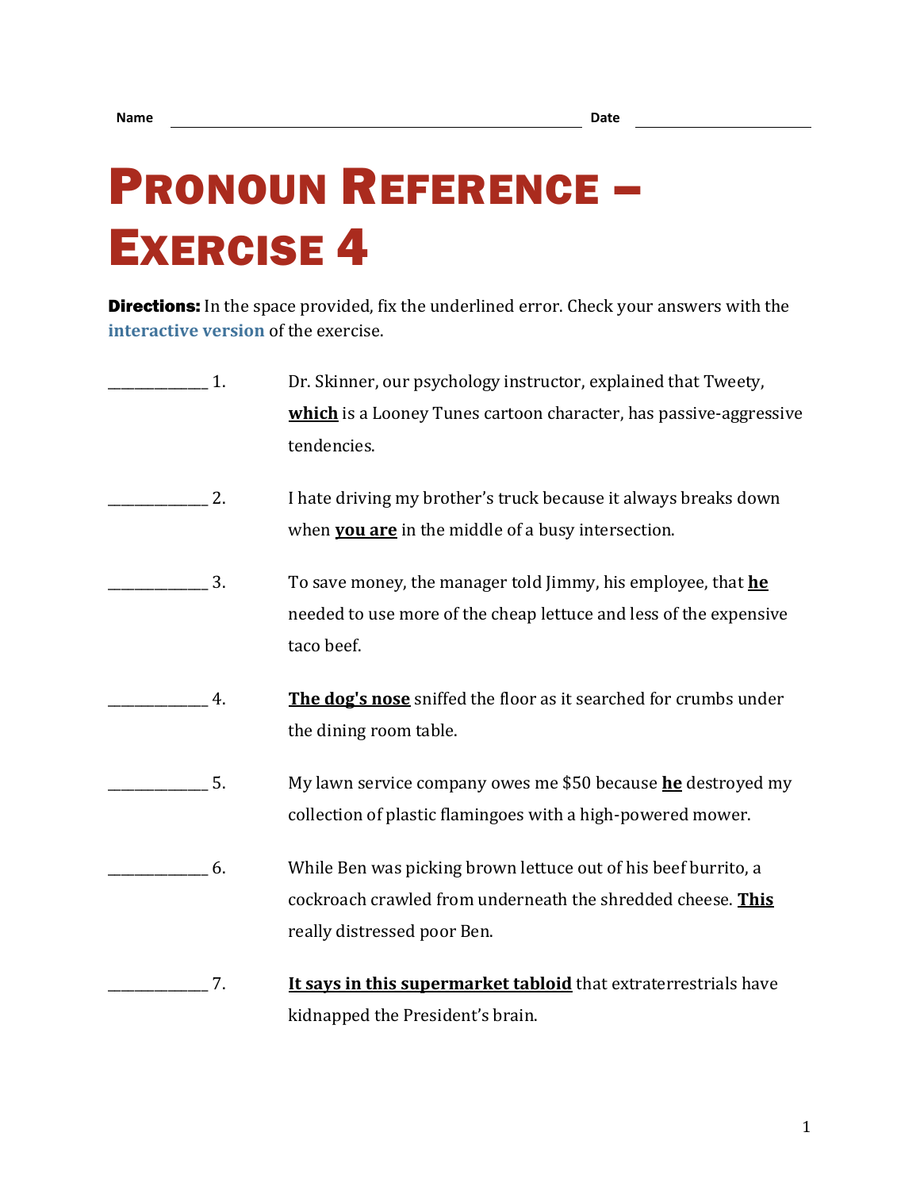Name ______________________________ Date ______________

# Pronoun Reference – Exercise 4

**Directions:** In the space provided, fix the underlined error. Check your answers with the interactive version of the exercise.

_____________ 1. Dr. Skinner, our psychology instructor, explained that Tweety, **<u>which</u>** is a Looney Tunes cartoon character, has passive-aggressive tendencies.

_____________ 2. I hate driving my brother's truck because it always breaks down when **<u>you are</u>** in the middle of a busy intersection.

_____________ 3. To save money, the manager told Jimmy, his employee, that **<u>he</u>** needed to use more of the cheap lettuce and less of the expensive taco beef.

_____________ 4. **<u>The dog's nose</u>** sniffed the floor as it searched for crumbs under the dining room table.

_____________ 5. My lawn service company owes me $50 because **<u>he</u>** destroyed my collection of plastic flamingoes with a high-powered mower.

_____________ 6. While Ben was picking brown lettuce out of his beef burrito, a cockroach crawled from underneath the shredded cheese. **<u>This</u>** really distressed poor Ben.

_____________ 7. **<u>It says in this supermarket tabloid</u>** that extraterrestrials have kidnapped the President's brain.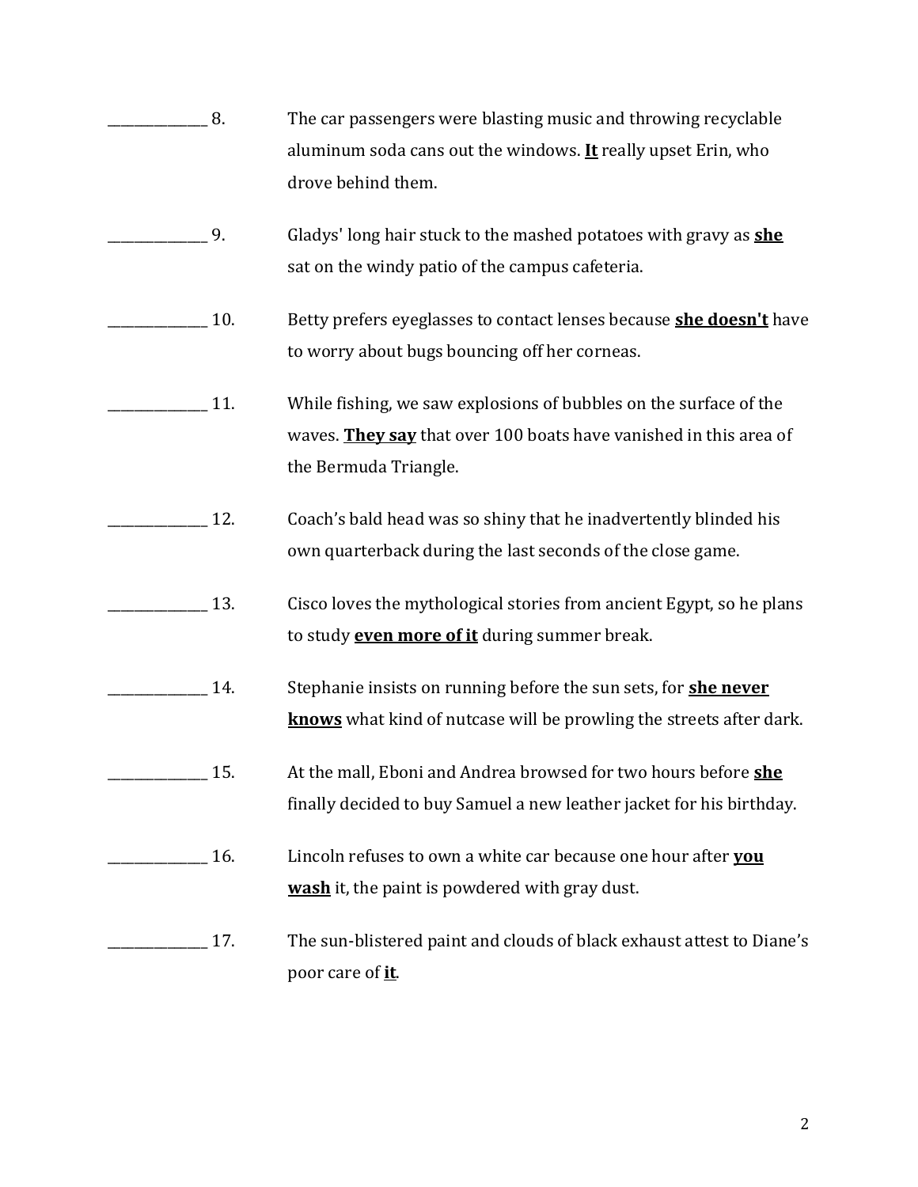_____________ 8. The car passengers were blasting music and throwing recyclable aluminum soda cans out the windows. **<u>It</u>** really upset Erin, who drove behind them.

_____________ 9. Gladys' long hair stuck to the mashed potatoes with gravy as **<u>she</u>** sat on the windy patio of the campus cafeteria.

_____________ 10. Betty prefers eyeglasses to contact lenses because **<u>she doesn't</u>** have to worry about bugs bouncing off her corneas.

_____________ 11. While fishing, we saw explosions of bubbles on the surface of the waves. **<u>They say</u>** that over 100 boats have vanished in this area of the Bermuda Triangle.

_____________ 12. Coach's bald head was so shiny that he inadvertently blinded his own quarterback during the last seconds of the close game.

_____________ 13. Cisco loves the mythological stories from ancient Egypt, so he plans to study **<u>even more of it</u>** during summer break.

_____________ 14. Stephanie insists on running before the sun sets, for **<u>she never knows</u>** what kind of nutcase will be prowling the streets after dark.

_____________ 15. At the mall, Eboni and Andrea browsed for two hours before **<u>she</u>** finally decided to buy Samuel a new leather jacket for his birthday.

_____________ 16. Lincoln refuses to own a white car because one hour after **<u>you wash</u>** it, the paint is powdered with gray dust.

_____________ 17. The sun-blistered paint and clouds of black exhaust attest to Diane's poor care of **<u>it</u>**.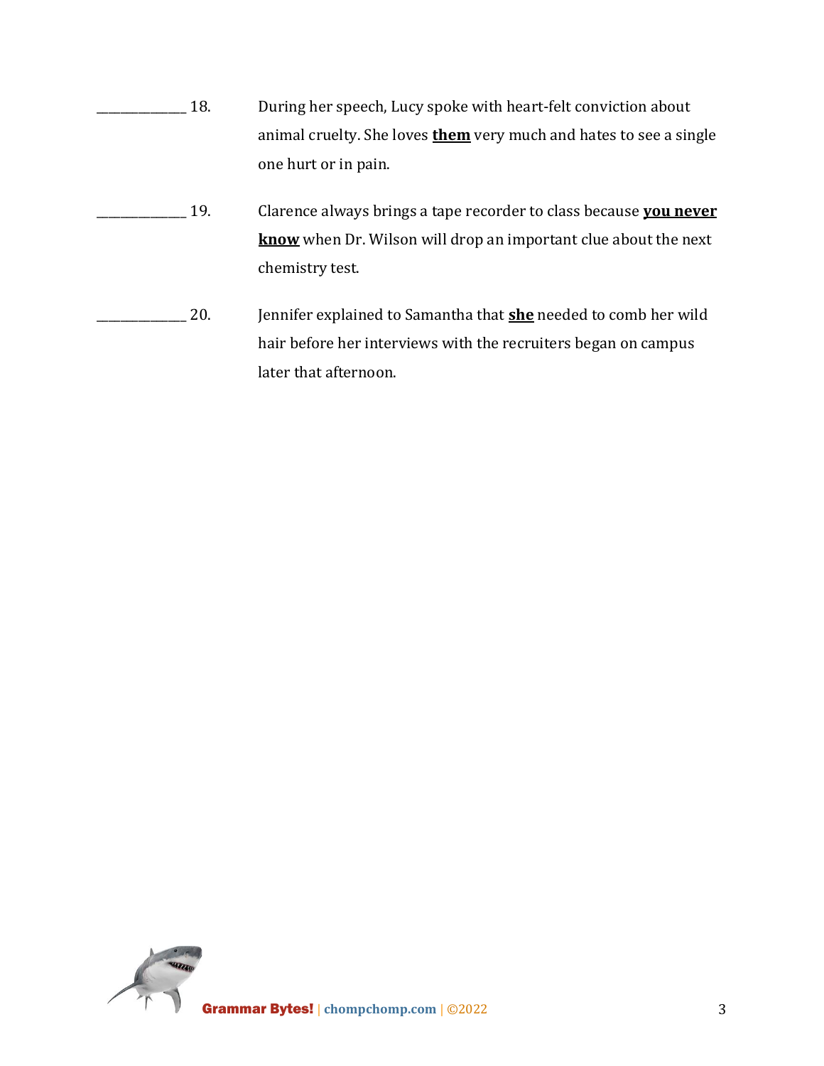______________ 18. During her speech, Lucy spoke with heart-felt conviction about animal cruelty. She loves **them** very much and hates to see a single one hurt or in pain.

______________ 19. Clarence always brings a tape recorder to class because **you never know** when Dr. Wilson will drop an important clue about the next chemistry test.

______________ 20. Jennifer explained to Samantha that **she** needed to comb her wild hair before her interviews with the recruiters began on campus later that afternoon.